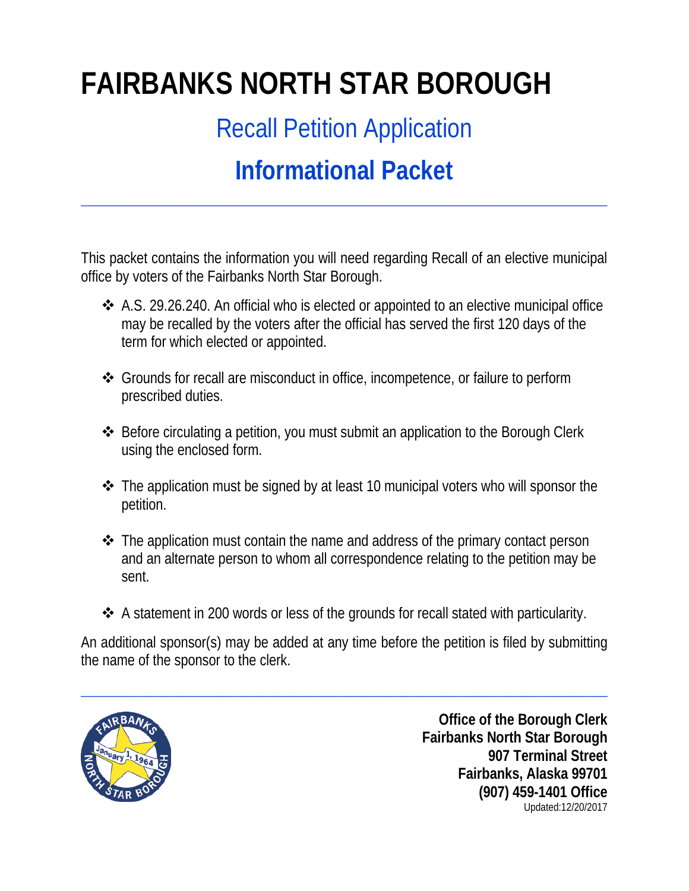# FAIRBANKS NORTH STAR BOROUGH

## Recall Petition Application

## Informational Packet

---

This packet contains the information you will need regarding Recall of an elective municipal office by voters of the Fairbanks North Star Borough.

- A.S. 29.26.240. An official who is elected or appointed to an elective municipal office may be recalled by the voters after the official has served the first 120 days of the term for which elected or appointed.
- Grounds for recall are misconduct in office, incompetence, or failure to perform prescribed duties.
- Before circulating a petition, you must submit an application to the Borough Clerk using the enclosed form.
- The application must be signed by at least 10 municipal voters who will sponsor the petition.
- The application must contain the name and address of the primary contact person and an alternate person to whom all correspondence relating to the petition may be sent.
- A statement in 200 words or less of the grounds for recall stated with particularity.

An additional sponsor(s) may be added at any time before the petition is filed by submitting the name of the sponsor to the clerk.

---

**Office of the Borough Clerk**
**Fairbanks North Star Borough**
**907 Terminal Street**
**Fairbanks, Alaska 99701**
**(907) 459-1401 Office**
Updated:12/20/2017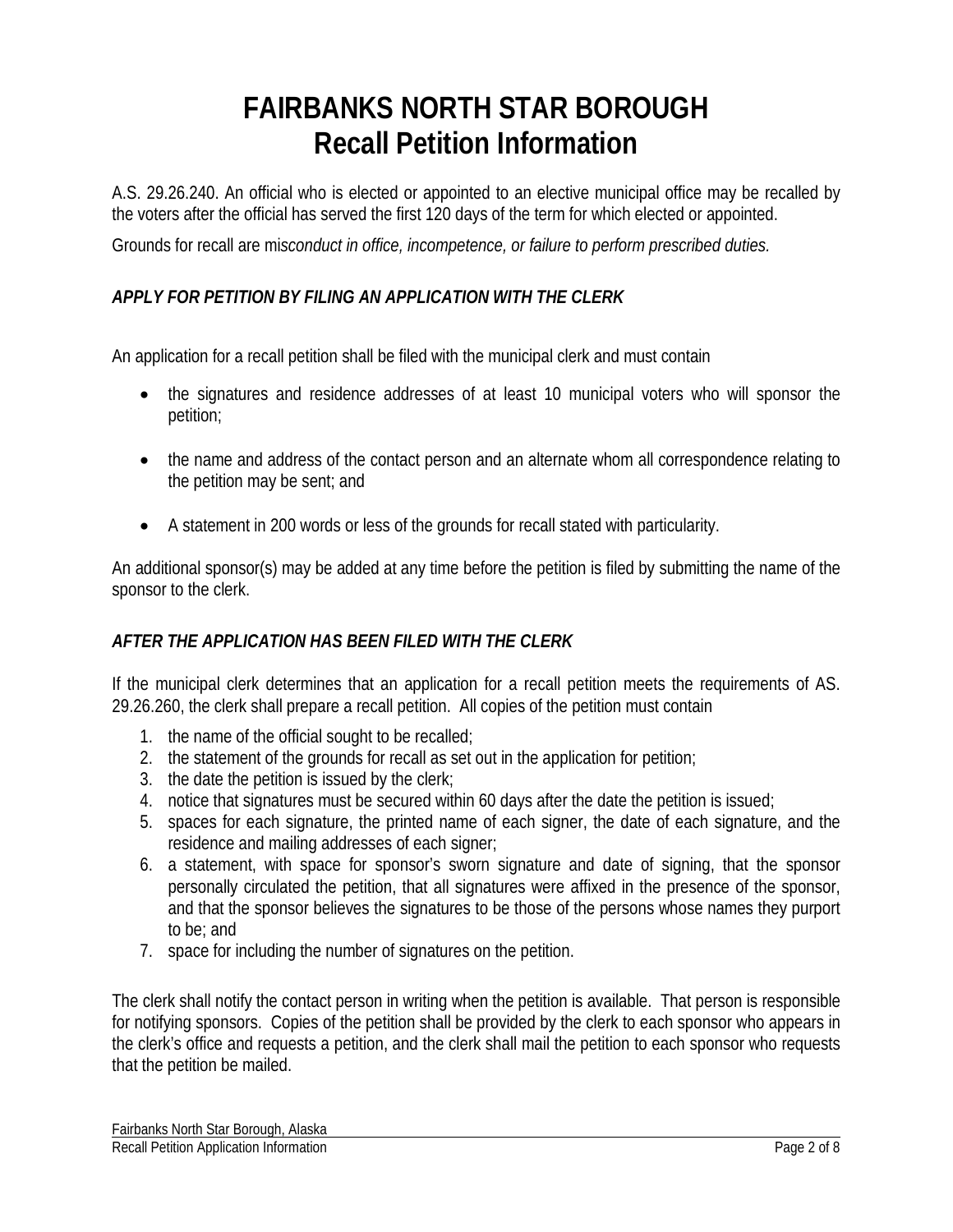# FAIRBANKS NORTH STAR BOROUGH
# Recall Petition Information

A.S. 29.26.240. An official who is elected or appointed to an elective municipal office may be recalled by the voters after the official has served the first 120 days of the term for which elected or appointed.

Grounds for recall are mis*conduct in office, incompetence, or failure to perform prescribed duties.*

### *APPLY FOR PETITION BY FILING AN APPLICATION WITH THE CLERK*

An application for a recall petition shall be filed with the municipal clerk and must contain

- the signatures and residence addresses of at least 10 municipal voters who will sponsor the petition;
- the name and address of the contact person and an alternate whom all correspondence relating to the petition may be sent; and
- A statement in 200 words or less of the grounds for recall stated with particularity.

An additional sponsor(s) may be added at any time before the petition is filed by submitting the name of the sponsor to the clerk.

### *AFTER THE APPLICATION HAS BEEN FILED WITH THE CLERK*

If the municipal clerk determines that an application for a recall petition meets the requirements of AS. 29.26.260, the clerk shall prepare a recall petition. All copies of the petition must contain

1. the name of the official sought to be recalled;
2. the statement of the grounds for recall as set out in the application for petition;
3. the date the petition is issued by the clerk;
4. notice that signatures must be secured within 60 days after the date the petition is issued;
5. spaces for each signature, the printed name of each signer, the date of each signature, and the residence and mailing addresses of each signer;
6. a statement, with space for sponsor's sworn signature and date of signing, that the sponsor personally circulated the petition, that all signatures were affixed in the presence of the sponsor, and that the sponsor believes the signatures to be those of the persons whose names they purport to be; and
7. space for including the number of signatures on the petition.

The clerk shall notify the contact person in writing when the petition is available. That person is responsible for notifying sponsors. Copies of the petition shall be provided by the clerk to each sponsor who appears in the clerk's office and requests a petition, and the clerk shall mail the petition to each sponsor who requests that the petition be mailed.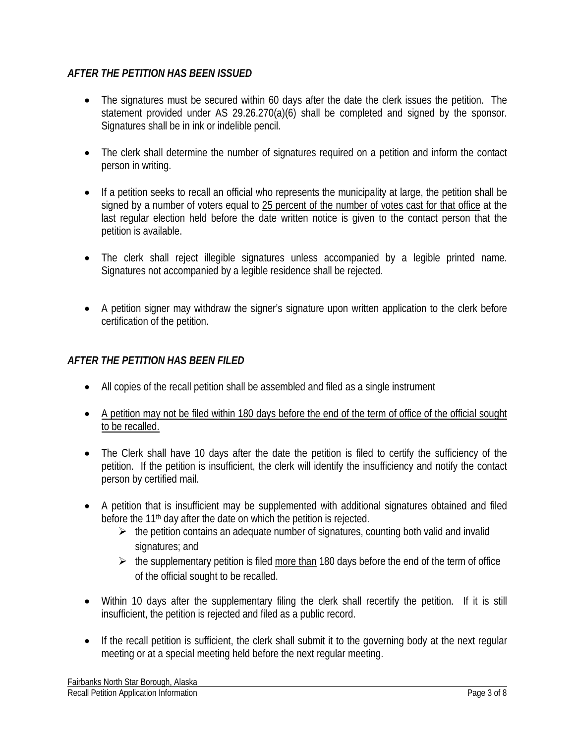### *AFTER THE PETITION HAS BEEN ISSUED*

- The signatures must be secured within 60 days after the date the clerk issues the petition. The statement provided under AS 29.26.270(a)(6) shall be completed and signed by the sponsor. Signatures shall be in ink or indelible pencil.

- The clerk shall determine the number of signatures required on a petition and inform the contact person in writing.

- If a petition seeks to recall an official who represents the municipality at large, the petition shall be signed by a number of voters equal to <u>25 percent of the number of votes cast for that office</u> at the last regular election held before the date written notice is given to the contact person that the petition is available.

- The clerk shall reject illegible signatures unless accompanied by a legible printed name. Signatures not accompanied by a legible residence shall be rejected.

- A petition signer may withdraw the signer's signature upon written application to the clerk before certification of the petition.

### *AFTER THE PETITION HAS BEEN FILED*

- All copies of the recall petition shall be assembled and filed as a single instrument

- <u>A petition may not be filed within 180 days before the end of the term of office of the official sought to be recalled.</u>

- The Clerk shall have 10 days after the date the petition is filed to certify the sufficiency of the petition. If the petition is insufficient, the clerk will identify the insufficiency and notify the contact person by certified mail.

- A petition that is insufficient may be supplemented with additional signatures obtained and filed before the 11th day after the date on which the petition is rejected.
  - the petition contains an adequate number of signatures, counting both valid and invalid signatures; and
  - the supplementary petition is filed <u>more than</u> 180 days before the end of the term of office of the official sought to be recalled.

- Within 10 days after the supplementary filing the clerk shall recertify the petition. If it is still insufficient, the petition is rejected and filed as a public record.

- If the recall petition is sufficient, the clerk shall submit it to the governing body at the next regular meeting or at a special meeting held before the next regular meeting.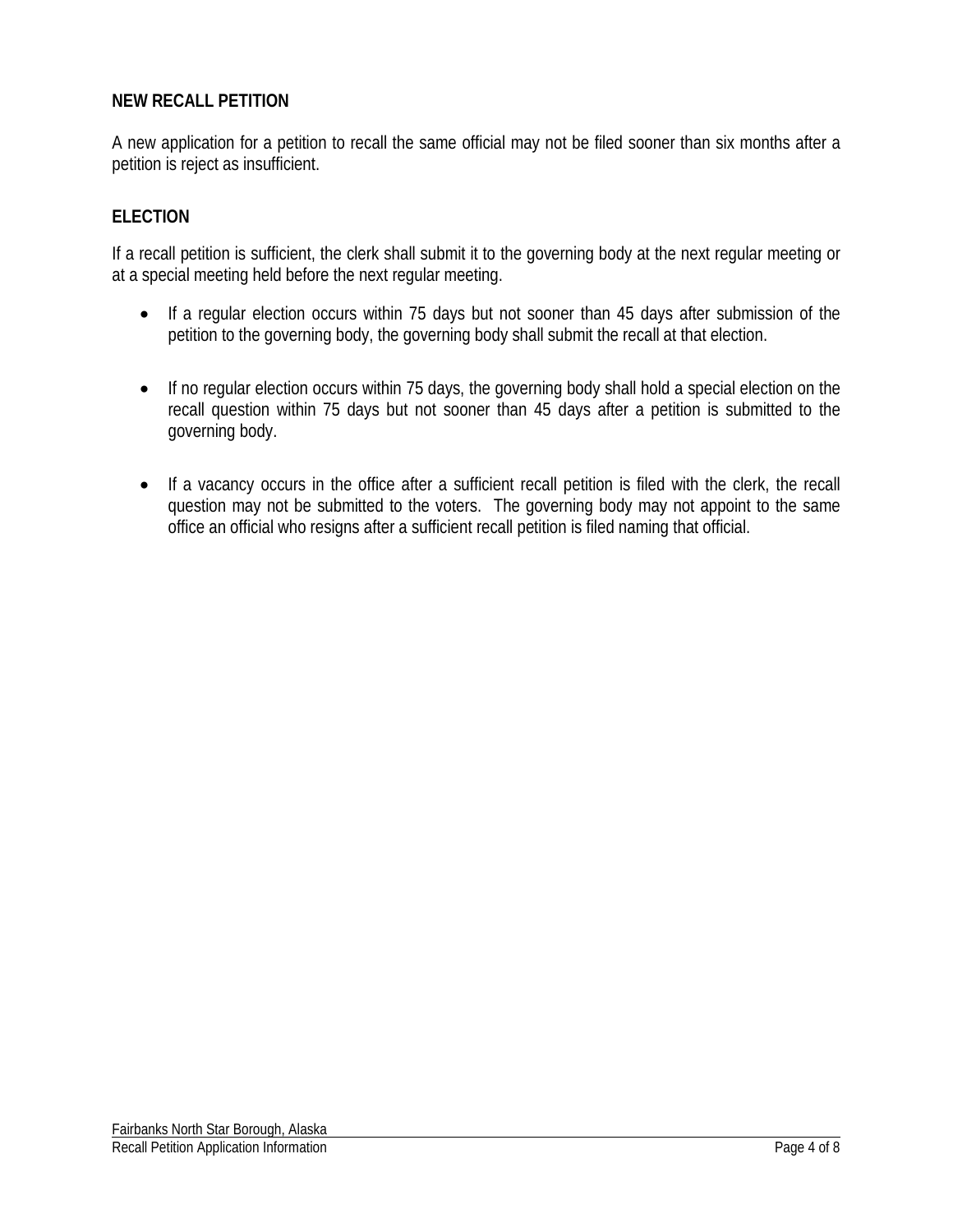## NEW RECALL PETITION

A new application for a petition to recall the same official may not be filed sooner than six months after a petition is reject as insufficient.

## ELECTION

If a recall petition is sufficient, the clerk shall submit it to the governing body at the next regular meeting or at a special meeting held before the next regular meeting.

- If a regular election occurs within 75 days but not sooner than 45 days after submission of the petition to the governing body, the governing body shall submit the recall at that election.
- If no regular election occurs within 75 days, the governing body shall hold a special election on the recall question within 75 days but not sooner than 45 days after a petition is submitted to the governing body.
- If a vacancy occurs in the office after a sufficient recall petition is filed with the clerk, the recall question may not be submitted to the voters. The governing body may not appoint to the same office an official who resigns after a sufficient recall petition is filed naming that official.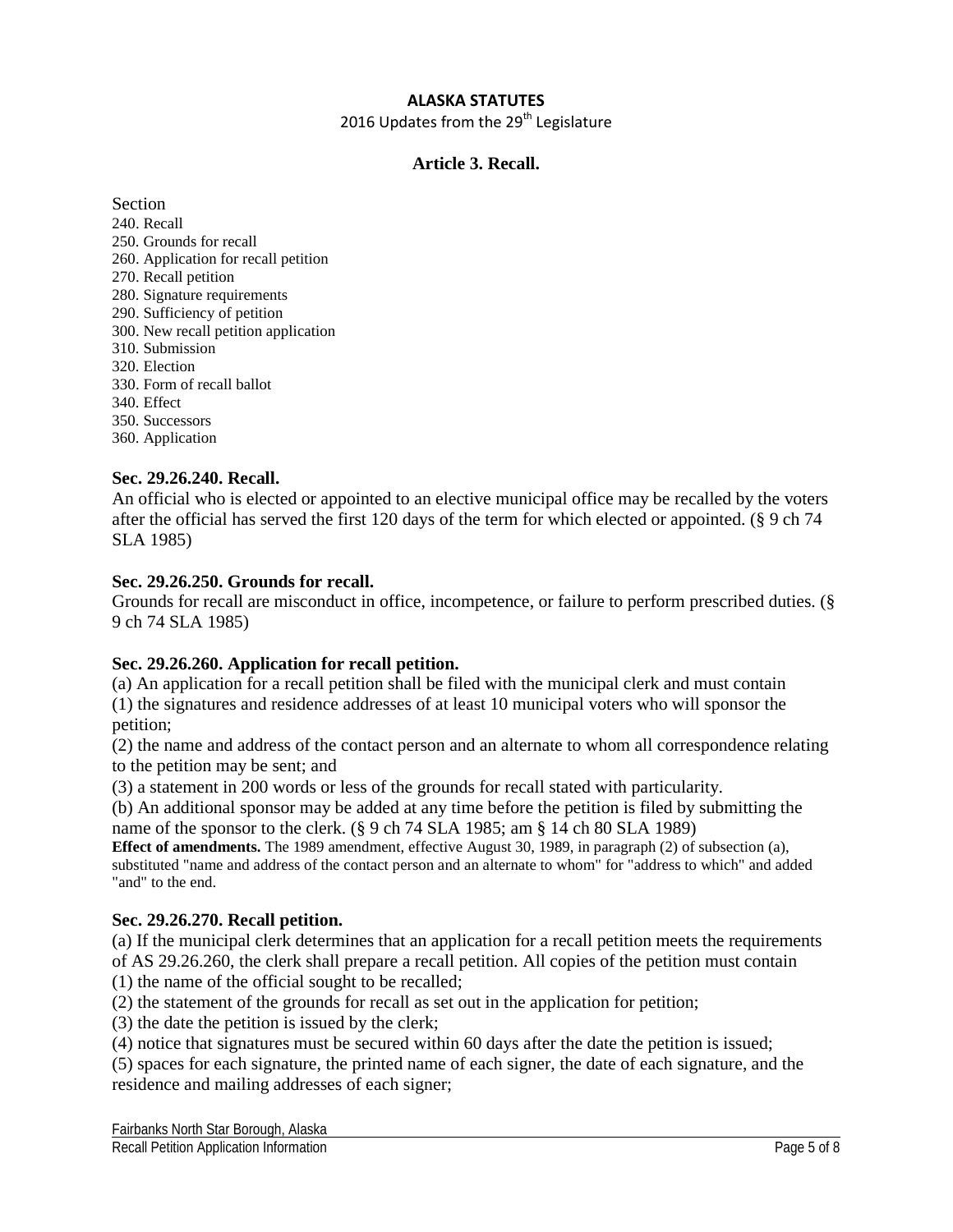**ALASKA STATUTES**

2016 Updates from the 29th Legislature

### Article 3. Recall.

Section

240. Recall
250. Grounds for recall
260. Application for recall petition
270. Recall petition
280. Signature requirements
290. Sufficiency of petition
300. New recall petition application
310. Submission
320. Election
330. Form of recall ballot
340. Effect
350. Successors
360. Application

**Sec. 29.26.240. Recall.**

An official who is elected or appointed to an elective municipal office may be recalled by the voters after the official has served the first 120 days of the term for which elected or appointed. (§ 9 ch 74 SLA 1985)

**Sec. 29.26.250. Grounds for recall.**

Grounds for recall are misconduct in office, incompetence, or failure to perform prescribed duties. (§ 9 ch 74 SLA 1985)

**Sec. 29.26.260. Application for recall petition.**

(a) An application for a recall petition shall be filed with the municipal clerk and must contain

(1) the signatures and residence addresses of at least 10 municipal voters who will sponsor the petition;

(2) the name and address of the contact person and an alternate to whom all correspondence relating to the petition may be sent; and

(3) a statement in 200 words or less of the grounds for recall stated with particularity.

(b) An additional sponsor may be added at any time before the petition is filed by submitting the name of the sponsor to the clerk. (§ 9 ch 74 SLA 1985; am § 14 ch 80 SLA 1989)

**Effect of amendments.** The 1989 amendment, effective August 30, 1989, in paragraph (2) of subsection (a), substituted "name and address of the contact person and an alternate to whom" for "address to which" and added "and" to the end.

**Sec. 29.26.270. Recall petition.**

(a) If the municipal clerk determines that an application for a recall petition meets the requirements of AS 29.26.260, the clerk shall prepare a recall petition. All copies of the petition must contain

(1) the name of the official sought to be recalled;

(2) the statement of the grounds for recall as set out in the application for petition;

(3) the date the petition is issued by the clerk;

(4) notice that signatures must be secured within 60 days after the date the petition is issued;

(5) spaces for each signature, the printed name of each signer, the date of each signature, and the residence and mailing addresses of each signer;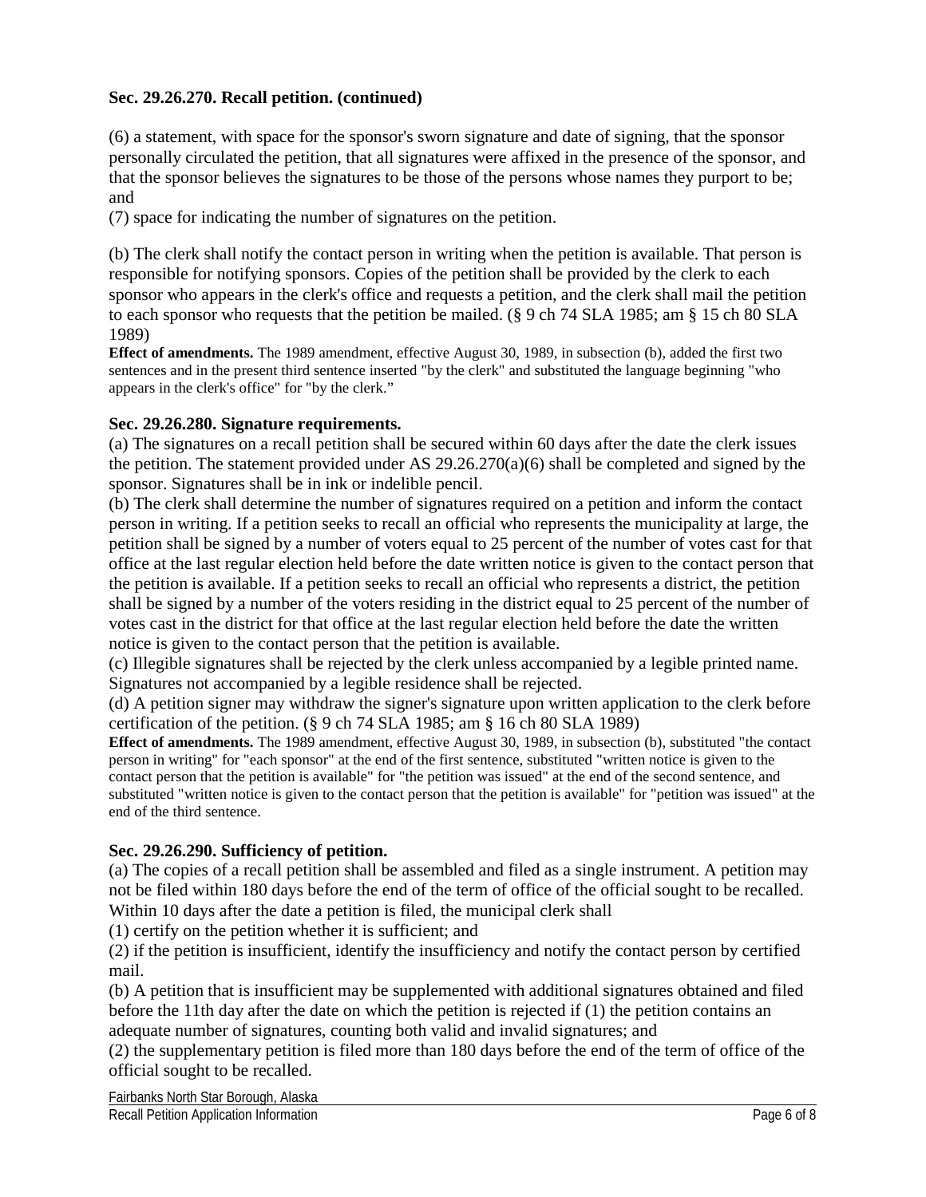### Sec. 29.26.270. Recall petition. (continued)

(6) a statement, with space for the sponsor's sworn signature and date of signing, that the sponsor personally circulated the petition, that all signatures were affixed in the presence of the sponsor, and that the sponsor believes the signatures to be those of the persons whose names they purport to be; and

(7) space for indicating the number of signatures on the petition.

(b) The clerk shall notify the contact person in writing when the petition is available. That person is responsible for notifying sponsors. Copies of the petition shall be provided by the clerk to each sponsor who appears in the clerk's office and requests a petition, and the clerk shall mail the petition to each sponsor who requests that the petition be mailed. (§ 9 ch 74 SLA 1985; am § 15 ch 80 SLA 1989)

**Effect of amendments.** The 1989 amendment, effective August 30, 1989, in subsection (b), added the first two sentences and in the present third sentence inserted "by the clerk" and substituted the language beginning "who appears in the clerk's office" for "by the clerk."

### Sec. 29.26.280. Signature requirements.

(a) The signatures on a recall petition shall be secured within 60 days after the date the clerk issues the petition. The statement provided under AS 29.26.270(a)(6) shall be completed and signed by the sponsor. Signatures shall be in ink or indelible pencil.

(b) The clerk shall determine the number of signatures required on a petition and inform the contact person in writing. If a petition seeks to recall an official who represents the municipality at large, the petition shall be signed by a number of voters equal to 25 percent of the number of votes cast for that office at the last regular election held before the date written notice is given to the contact person that the petition is available. If a petition seeks to recall an official who represents a district, the petition shall be signed by a number of the voters residing in the district equal to 25 percent of the number of votes cast in the district for that office at the last regular election held before the date the written notice is given to the contact person that the petition is available.

(c) Illegible signatures shall be rejected by the clerk unless accompanied by a legible printed name. Signatures not accompanied by a legible residence shall be rejected.

(d) A petition signer may withdraw the signer's signature upon written application to the clerk before certification of the petition. (§ 9 ch 74 SLA 1985; am § 16 ch 80 SLA 1989)

**Effect of amendments.** The 1989 amendment, effective August 30, 1989, in subsection (b), substituted "the contact person in writing" for "each sponsor" at the end of the first sentence, substituted "written notice is given to the contact person that the petition is available" for "the petition was issued" at the end of the second sentence, and substituted "written notice is given to the contact person that the petition is available" for "petition was issued" at the end of the third sentence.

### Sec. 29.26.290. Sufficiency of petition.

(a) The copies of a recall petition shall be assembled and filed as a single instrument. A petition may not be filed within 180 days before the end of the term of office of the official sought to be recalled. Within 10 days after the date a petition is filed, the municipal clerk shall

(1) certify on the petition whether it is sufficient; and

(2) if the petition is insufficient, identify the insufficiency and notify the contact person by certified mail.

(b) A petition that is insufficient may be supplemented with additional signatures obtained and filed before the 11th day after the date on which the petition is rejected if (1) the petition contains an adequate number of signatures, counting both valid and invalid signatures; and

(2) the supplementary petition is filed more than 180 days before the end of the term of office of the official sought to be recalled.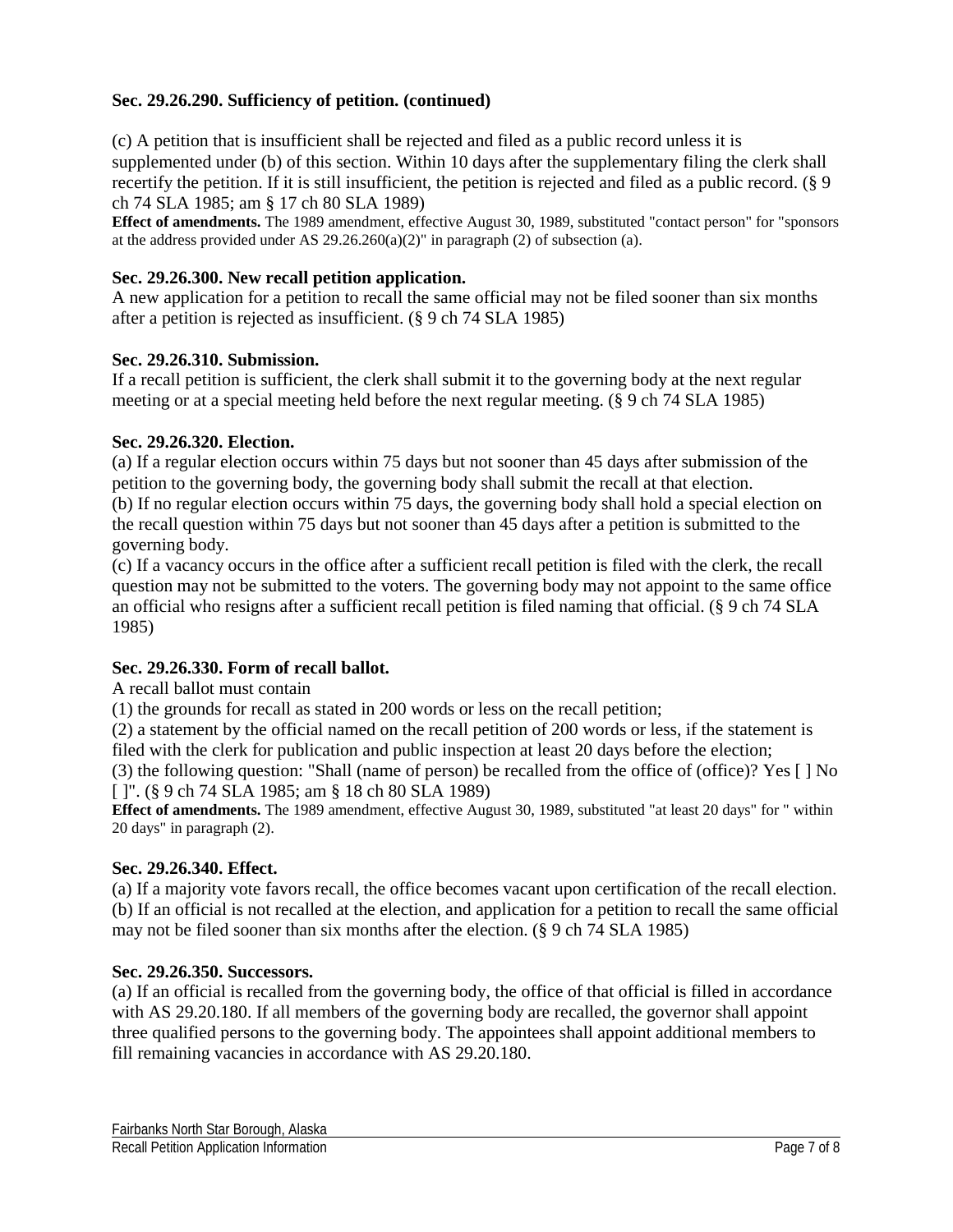### Sec. 29.26.290. Sufficiency of petition. (continued)

(c) A petition that is insufficient shall be rejected and filed as a public record unless it is supplemented under (b) of this section. Within 10 days after the supplementary filing the clerk shall recertify the petition. If it is still insufficient, the petition is rejected and filed as a public record. (§ 9 ch 74 SLA 1985; am § 17 ch 80 SLA 1989)

**Effect of amendments.** The 1989 amendment, effective August 30, 1989, substituted "contact person" for "sponsors at the address provided under AS 29.26.260(a)(2)" in paragraph (2) of subsection (a).

### Sec. 29.26.300. New recall petition application.

A new application for a petition to recall the same official may not be filed sooner than six months after a petition is rejected as insufficient. (§ 9 ch 74 SLA 1985)

### Sec. 29.26.310. Submission.

If a recall petition is sufficient, the clerk shall submit it to the governing body at the next regular meeting or at a special meeting held before the next regular meeting. (§ 9 ch 74 SLA 1985)

### Sec. 29.26.320. Election.

(a) If a regular election occurs within 75 days but not sooner than 45 days after submission of the petition to the governing body, the governing body shall submit the recall at that election.
(b) If no regular election occurs within 75 days, the governing body shall hold a special election on the recall question within 75 days but not sooner than 45 days after a petition is submitted to the governing body.
(c) If a vacancy occurs in the office after a sufficient recall petition is filed with the clerk, the recall question may not be submitted to the voters. The governing body may not appoint to the same office an official who resigns after a sufficient recall petition is filed naming that official. (§ 9 ch 74 SLA 1985)

### Sec. 29.26.330. Form of recall ballot.

A recall ballot must contain
(1) the grounds for recall as stated in 200 words or less on the recall petition;
(2) a statement by the official named on the recall petition of 200 words or less, if the statement is filed with the clerk for publication and public inspection at least 20 days before the election;
(3) the following question: "Shall (name of person) be recalled from the office of (office)? Yes [ ] No [ ]". (§ 9 ch 74 SLA 1985; am § 18 ch 80 SLA 1989)

**Effect of amendments.** The 1989 amendment, effective August 30, 1989, substituted "at least 20 days" for " within 20 days" in paragraph (2).

### Sec. 29.26.340. Effect.

(a) If a majority vote favors recall, the office becomes vacant upon certification of the recall election.
(b) If an official is not recalled at the election, and application for a petition to recall the same official may not be filed sooner than six months after the election. (§ 9 ch 74 SLA 1985)

### Sec. 29.26.350. Successors.

(a) If an official is recalled from the governing body, the office of that official is filled in accordance with AS 29.20.180. If all members of the governing body are recalled, the governor shall appoint three qualified persons to the governing body. The appointees shall appoint additional members to fill remaining vacancies in accordance with AS 29.20.180.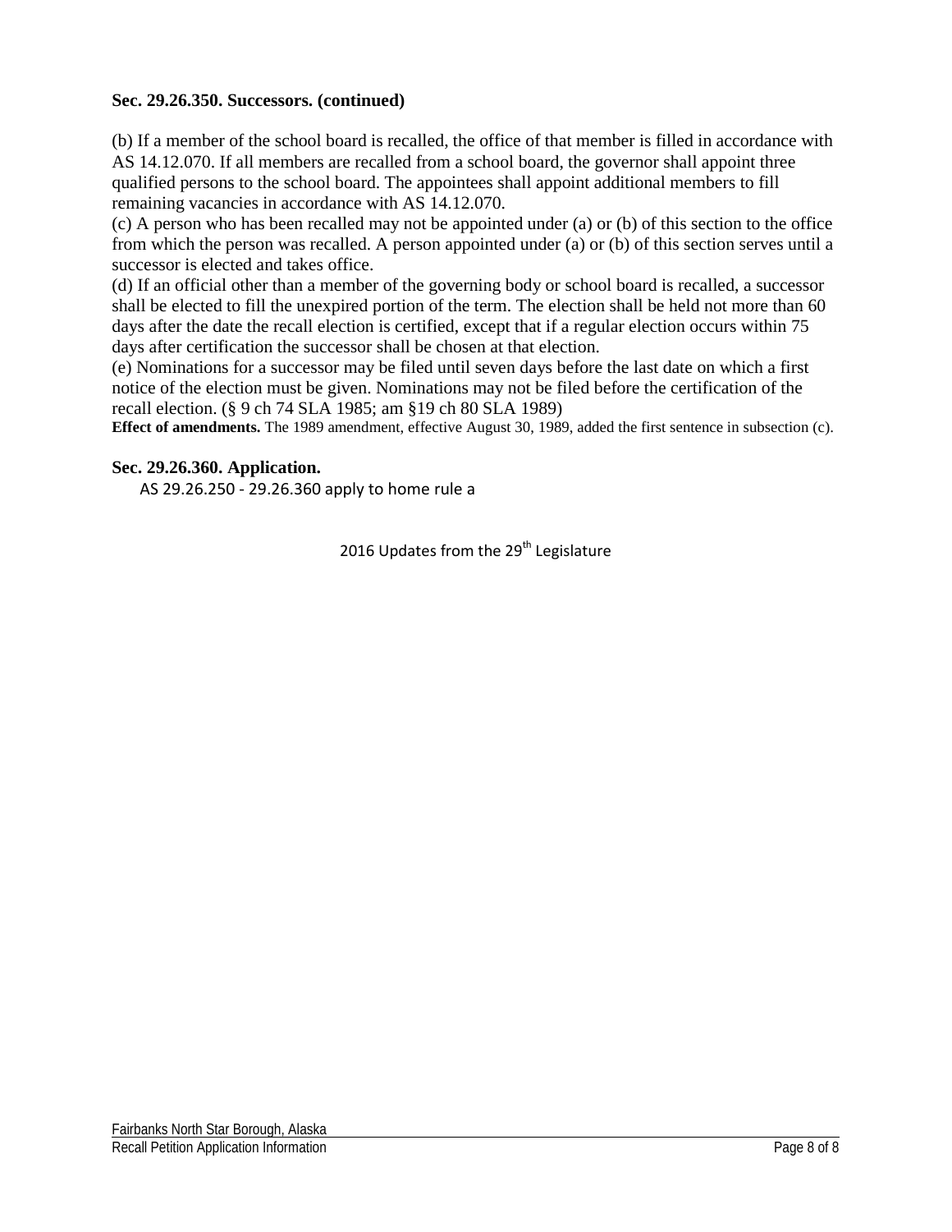**Sec. 29.26.350. Successors. (continued)**

(b) If a member of the school board is recalled, the office of that member is filled in accordance with AS 14.12.070. If all members are recalled from a school board, the governor shall appoint three qualified persons to the school board. The appointees shall appoint additional members to fill remaining vacancies in accordance with AS 14.12.070.

(c) A person who has been recalled may not be appointed under (a) or (b) of this section to the office from which the person was recalled. A person appointed under (a) or (b) of this section serves until a successor is elected and takes office.

(d) If an official other than a member of the governing body or school board is recalled, a successor shall be elected to fill the unexpired portion of the term. The election shall be held not more than 60 days after the date the recall election is certified, except that if a regular election occurs within 75 days after certification the successor shall be chosen at that election.

(e) Nominations for a successor may be filed until seven days before the last date on which a first notice of the election must be given. Nominations may not be filed before the certification of the recall election. (§ 9 ch 74 SLA 1985; am §19 ch 80 SLA 1989)

**Effect of amendments.** The 1989 amendment, effective August 30, 1989, added the first sentence in subsection (c).

**Sec. 29.26.360. Application.**

AS 29.26.250 - 29.26.360 apply to home rule a

2016 Updates from the 29th Legislature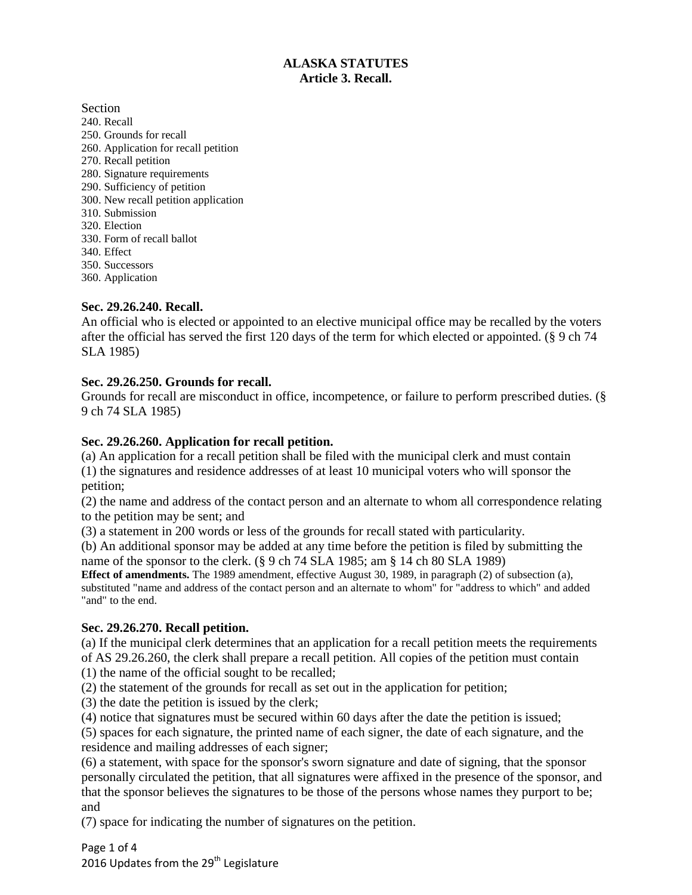# ALASKA STATUTES
## Article 3. Recall.

Section
240. Recall
250. Grounds for recall
260. Application for recall petition
270. Recall petition
280. Signature requirements
290. Sufficiency of petition
300. New recall petition application
310. Submission
320. Election
330. Form of recall ballot
340. Effect
350. Successors
360. Application

**Sec. 29.26.240. Recall.**
An official who is elected or appointed to an elective municipal office may be recalled by the voters after the official has served the first 120 days of the term for which elected or appointed. (§ 9 ch 74 SLA 1985)

**Sec. 29.26.250. Grounds for recall.**
Grounds for recall are misconduct in office, incompetence, or failure to perform prescribed duties. (§ 9 ch 74 SLA 1985)

**Sec. 29.26.260. Application for recall petition.**
(a) An application for a recall petition shall be filed with the municipal clerk and must contain
(1) the signatures and residence addresses of at least 10 municipal voters who will sponsor the petition;
(2) the name and address of the contact person and an alternate to whom all correspondence relating to the petition may be sent; and
(3) a statement in 200 words or less of the grounds for recall stated with particularity.
(b) An additional sponsor may be added at any time before the petition is filed by submitting the name of the sponsor to the clerk. (§ 9 ch 74 SLA 1985; am § 14 ch 80 SLA 1989)
**Effect of amendments.** The 1989 amendment, effective August 30, 1989, in paragraph (2) of subsection (a), substituted "name and address of the contact person and an alternate to whom" for "address to which" and added "and" to the end.

**Sec. 29.26.270. Recall petition.**
(a) If the municipal clerk determines that an application for a recall petition meets the requirements of AS 29.26.260, the clerk shall prepare a recall petition. All copies of the petition must contain
(1) the name of the official sought to be recalled;
(2) the statement of the grounds for recall as set out in the application for petition;
(3) the date the petition is issued by the clerk;
(4) notice that signatures must be secured within 60 days after the date the petition is issued;
(5) spaces for each signature, the printed name of each signer, the date of each signature, and the residence and mailing addresses of each signer;
(6) a statement, with space for the sponsor's sworn signature and date of signing, that the sponsor personally circulated the petition, that all signatures were affixed in the presence of the sponsor, and that the sponsor believes the signatures to be those of the persons whose names they purport to be; and
(7) space for indicating the number of signatures on the petition.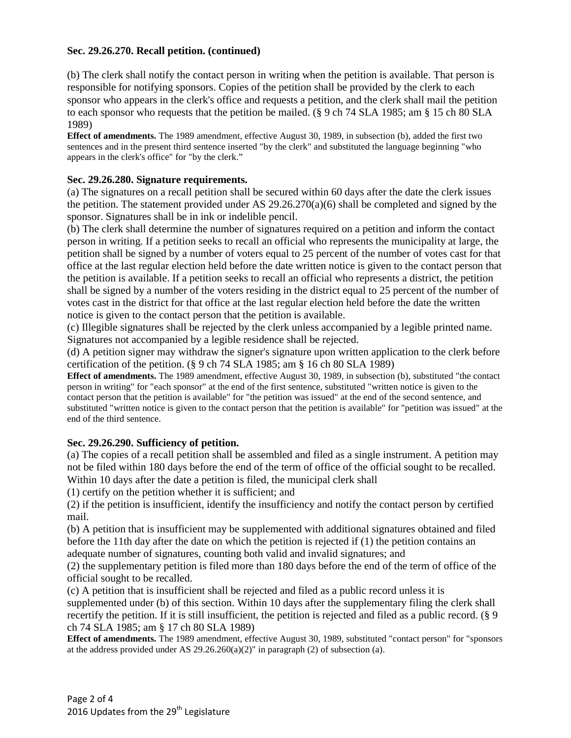**Sec. 29.26.270. Recall petition. (continued)**

(b) The clerk shall notify the contact person in writing when the petition is available. That person is responsible for notifying sponsors. Copies of the petition shall be provided by the clerk to each sponsor who appears in the clerk's office and requests a petition, and the clerk shall mail the petition to each sponsor who requests that the petition be mailed. (§ 9 ch 74 SLA 1985; am § 15 ch 80 SLA 1989)

**Effect of amendments.** The 1989 amendment, effective August 30, 1989, in subsection (b), added the first two sentences and in the present third sentence inserted "by the clerk" and substituted the language beginning "who appears in the clerk's office" for "by the clerk."

**Sec. 29.26.280. Signature requirements.**

(a) The signatures on a recall petition shall be secured within 60 days after the date the clerk issues the petition. The statement provided under AS 29.26.270(a)(6) shall be completed and signed by the sponsor. Signatures shall be in ink or indelible pencil.

(b) The clerk shall determine the number of signatures required on a petition and inform the contact person in writing. If a petition seeks to recall an official who represents the municipality at large, the petition shall be signed by a number of voters equal to 25 percent of the number of votes cast for that office at the last regular election held before the date written notice is given to the contact person that the petition is available. If a petition seeks to recall an official who represents a district, the petition shall be signed by a number of the voters residing in the district equal to 25 percent of the number of votes cast in the district for that office at the last regular election held before the date the written notice is given to the contact person that the petition is available.

(c) Illegible signatures shall be rejected by the clerk unless accompanied by a legible printed name. Signatures not accompanied by a legible residence shall be rejected.

(d) A petition signer may withdraw the signer's signature upon written application to the clerk before certification of the petition. (§ 9 ch 74 SLA 1985; am § 16 ch 80 SLA 1989)

**Effect of amendments.** The 1989 amendment, effective August 30, 1989, in subsection (b), substituted "the contact person in writing" for "each sponsor" at the end of the first sentence, substituted "written notice is given to the contact person that the petition is available" for "the petition was issued" at the end of the second sentence, and substituted "written notice is given to the contact person that the petition is available" for "petition was issued" at the end of the third sentence.

**Sec. 29.26.290. Sufficiency of petition.**

(a) The copies of a recall petition shall be assembled and filed as a single instrument. A petition may not be filed within 180 days before the end of the term of office of the official sought to be recalled. Within 10 days after the date a petition is filed, the municipal clerk shall

(1) certify on the petition whether it is sufficient; and

(2) if the petition is insufficient, identify the insufficiency and notify the contact person by certified mail.

(b) A petition that is insufficient may be supplemented with additional signatures obtained and filed before the 11th day after the date on which the petition is rejected if (1) the petition contains an adequate number of signatures, counting both valid and invalid signatures; and

(2) the supplementary petition is filed more than 180 days before the end of the term of office of the official sought to be recalled.

(c) A petition that is insufficient shall be rejected and filed as a public record unless it is supplemented under (b) of this section. Within 10 days after the supplementary filing the clerk shall recertify the petition. If it is still insufficient, the petition is rejected and filed as a public record. (§ 9 ch 74 SLA 1985; am § 17 ch 80 SLA 1989)

**Effect of amendments.** The 1989 amendment, effective August 30, 1989, substituted "contact person" for "sponsors at the address provided under AS 29.26.260(a)(2)" in paragraph (2) of subsection (a).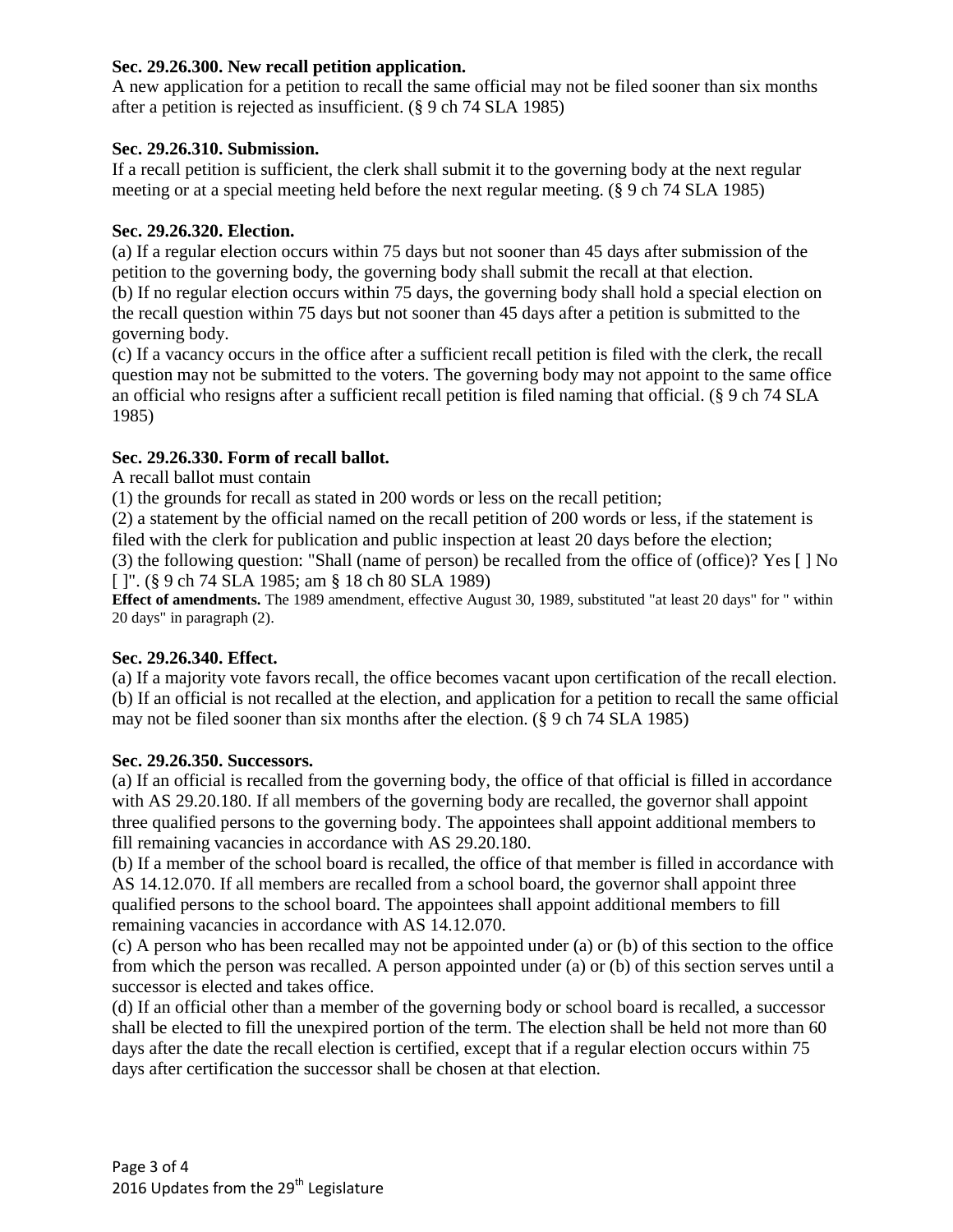**Sec. 29.26.300. New recall petition application.**
A new application for a petition to recall the same official may not be filed sooner than six months after a petition is rejected as insufficient. (§ 9 ch 74 SLA 1985)

**Sec. 29.26.310. Submission.**
If a recall petition is sufficient, the clerk shall submit it to the governing body at the next regular meeting or at a special meeting held before the next regular meeting. (§ 9 ch 74 SLA 1985)

**Sec. 29.26.320. Election.**
(a) If a regular election occurs within 75 days but not sooner than 45 days after submission of the petition to the governing body, the governing body shall submit the recall at that election.
(b) If no regular election occurs within 75 days, the governing body shall hold a special election on the recall question within 75 days but not sooner than 45 days after a petition is submitted to the governing body.
(c) If a vacancy occurs in the office after a sufficient recall petition is filed with the clerk, the recall question may not be submitted to the voters. The governing body may not appoint to the same office an official who resigns after a sufficient recall petition is filed naming that official. (§ 9 ch 74 SLA 1985)

**Sec. 29.26.330. Form of recall ballot.**
A recall ballot must contain
(1) the grounds for recall as stated in 200 words or less on the recall petition;
(2) a statement by the official named on the recall petition of 200 words or less, if the statement is filed with the clerk for publication and public inspection at least 20 days before the election;
(3) the following question: "Shall (name of person) be recalled from the office of (office)? Yes [ ] No [ ]". (§ 9 ch 74 SLA 1985; am § 18 ch 80 SLA 1989)
**Effect of amendments.** The 1989 amendment, effective August 30, 1989, substituted "at least 20 days" for " within 20 days" in paragraph (2).

**Sec. 29.26.340. Effect.**
(a) If a majority vote favors recall, the office becomes vacant upon certification of the recall election.
(b) If an official is not recalled at the election, and application for a petition to recall the same official may not be filed sooner than six months after the election. (§ 9 ch 74 SLA 1985)

**Sec. 29.26.350. Successors.**
(a) If an official is recalled from the governing body, the office of that official is filled in accordance with AS 29.20.180. If all members of the governing body are recalled, the governor shall appoint three qualified persons to the governing body. The appointees shall appoint additional members to fill remaining vacancies in accordance with AS 29.20.180.
(b) If a member of the school board is recalled, the office of that member is filled in accordance with AS 14.12.070. If all members are recalled from a school board, the governor shall appoint three qualified persons to the school board. The appointees shall appoint additional members to fill remaining vacancies in accordance with AS 14.12.070.
(c) A person who has been recalled may not be appointed under (a) or (b) of this section to the office from which the person was recalled. A person appointed under (a) or (b) of this section serves until a successor is elected and takes office.
(d) If an official other than a member of the governing body or school board is recalled, a successor shall be elected to fill the unexpired portion of the term. The election shall be held not more than 60 days after the date the recall election is certified, except that if a regular election occurs within 75 days after certification the successor shall be chosen at that election.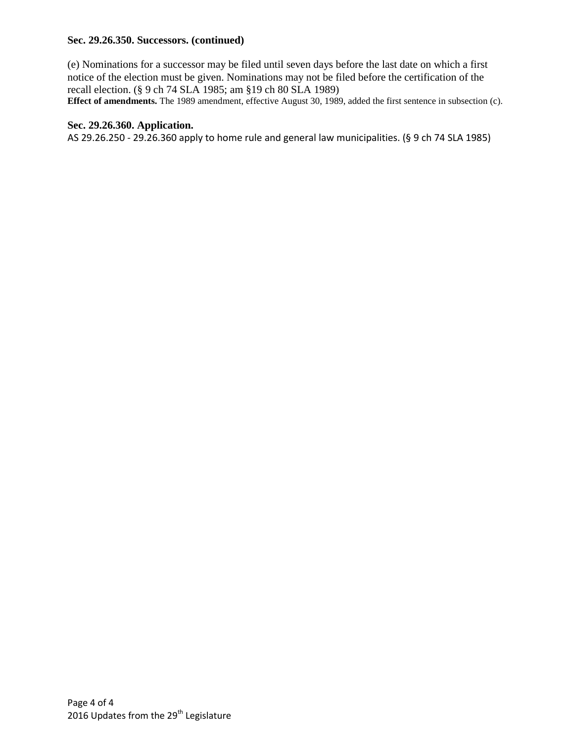**Sec. 29.26.350. Successors. (continued)**

(e) Nominations for a successor may be filed until seven days before the last date on which a first notice of the election must be given. Nominations may not be filed before the certification of the recall election. (§ 9 ch 74 SLA 1985; am §19 ch 80 SLA 1989)

**Effect of amendments.** The 1989 amendment, effective August 30, 1989, added the first sentence in subsection (c).

**Sec. 29.26.360. Application.**

AS 29.26.250 - 29.26.360 apply to home rule and general law municipalities. (§ 9 ch 74 SLA 1985)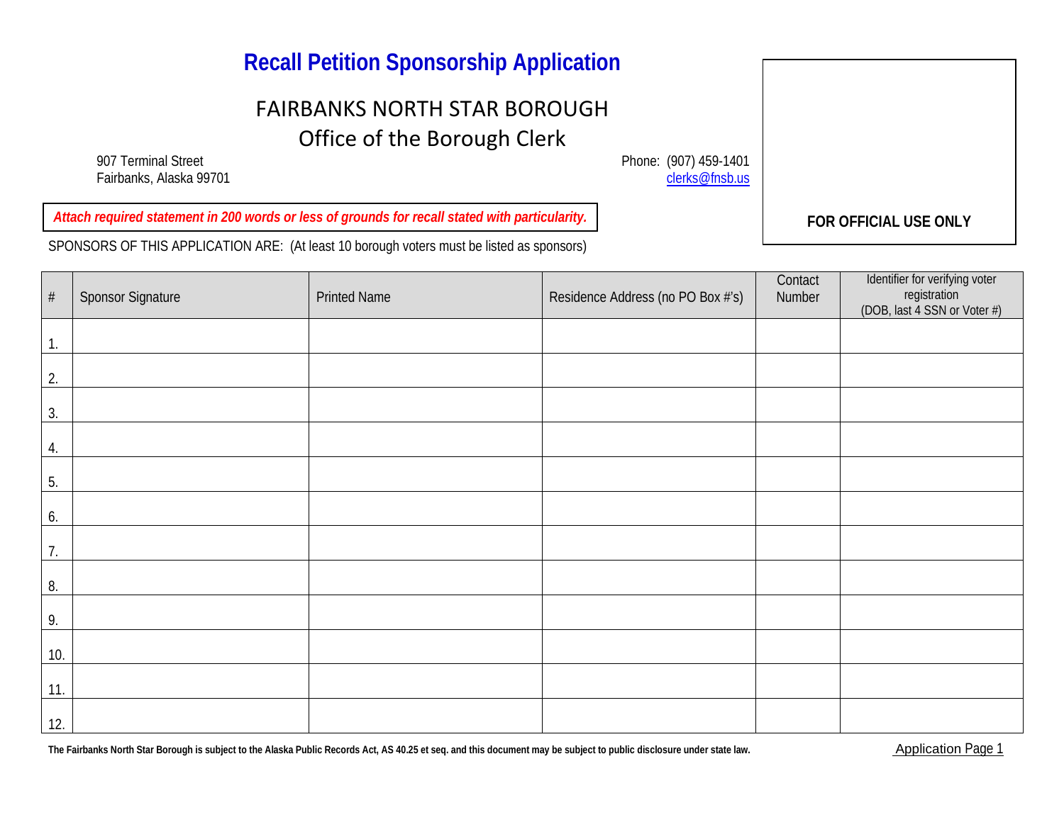# Recall Petition Sponsorship Application

## FAIRBANKS NORTH STAR BOROUGH
## Office of the Borough Clerk

907 Terminal Street
Fairbanks, Alaska 99701

Phone: (907) 459-1401
clerks@fnsb.us

**FOR OFFICIAL USE ONLY**

***Attach required statement in 200 words or less of grounds for recall stated with particularity.***

SPONSORS OF THIS APPLICATION ARE: (At least 10 borough voters must be listed as sponsors)

| # | Sponsor Signature | Printed Name | Residence Address (no PO Box #'s) | Contact Number | Identifier for verifying voter registration (DOB, last 4 SSN or Voter #) |
|---|---|---|---|---|---|
| 1. | | | | | |
| 2. | | | | | |
| 3. | | | | | |
| 4. | | | | | |
| 5. | | | | | |
| 6. | | | | | |
| 7. | | | | | |
| 8. | | | | | |
| 9. | | | | | |
| 10. | | | | | |
| 11. | | | | | |
| 12. | | | | | |

**The Fairbanks North Star Borough is subject to the Alaska Public Records Act, AS 40.25 et seq. and this document may be subject to public disclosure under state law.**

Application Page 1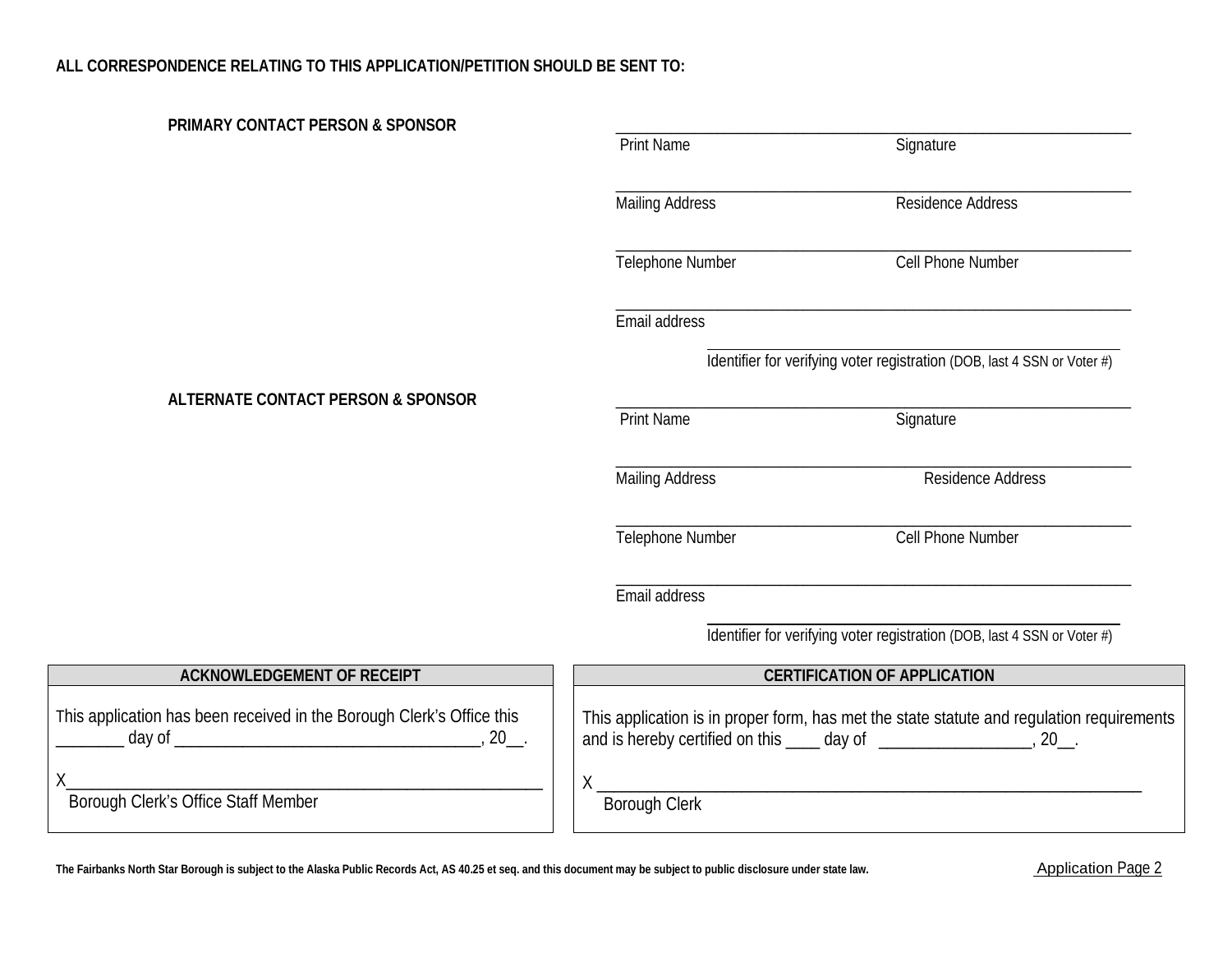**ALL CORRESPONDENCE RELATING TO THIS APPLICATION/PETITION SHOULD BE SENT TO:**

**PRIMARY CONTACT PERSON & SPONSOR**

\_\_\_\_\_\_\_\_\_\_\_\_\_\_\_\_\_\_\_\_\_\_\_\_\_\_\_\_\_\_\_\_\_\_\_\_\_\_\_\_\_\_\_\_\_\_\_\_\_\_\_\_\_\_\_\_\_\_\_\_\_\_
Print Name Signature

\_\_\_\_\_\_\_\_\_\_\_\_\_\_\_\_\_\_\_\_\_\_\_\_\_\_\_\_\_\_\_\_\_\_\_\_\_\_\_\_\_\_\_\_\_\_\_\_\_\_\_\_\_\_\_\_\_\_\_\_\_\_
Mailing Address Residence Address

\_\_\_\_\_\_\_\_\_\_\_\_\_\_\_\_\_\_\_\_\_\_\_\_\_\_\_\_\_\_\_\_\_\_\_\_\_\_\_\_\_\_\_\_\_\_\_\_\_\_\_\_\_\_\_\_\_\_\_\_\_\_
Telephone Number Cell Phone Number

\_\_\_\_\_\_\_\_\_\_\_\_\_\_\_\_\_\_\_\_\_\_\_\_\_\_\_\_\_\_\_\_\_\_\_\_\_\_\_\_\_\_\_\_\_\_\_\_\_\_\_\_\_\_\_\_\_\_\_\_\_\_
Email address

\_\_\_\_\_\_\_\_\_\_\_\_\_\_\_\_\_\_\_\_\_\_\_\_\_\_\_\_\_\_\_\_\_\_\_\_\_\_\_\_\_\_\_\_\_\_\_\_\_\_
Identifier for verifying voter registration (DOB, last 4 SSN or Voter #)

**ALTERNATE CONTACT PERSON & SPONSOR**

\_\_\_\_\_\_\_\_\_\_\_\_\_\_\_\_\_\_\_\_\_\_\_\_\_\_\_\_\_\_\_\_\_\_\_\_\_\_\_\_\_\_\_\_\_\_\_\_\_\_\_\_\_\_\_\_\_\_\_\_\_\_
Print Name Signature

\_\_\_\_\_\_\_\_\_\_\_\_\_\_\_\_\_\_\_\_\_\_\_\_\_\_\_\_\_\_\_\_\_\_\_\_\_\_\_\_\_\_\_\_\_\_\_\_\_\_\_\_\_\_\_\_\_\_\_\_\_\_
Mailing Address Residence Address

\_\_\_\_\_\_\_\_\_\_\_\_\_\_\_\_\_\_\_\_\_\_\_\_\_\_\_\_\_\_\_\_\_\_\_\_\_\_\_\_\_\_\_\_\_\_\_\_\_\_\_\_\_\_\_\_\_\_\_\_\_\_
Telephone Number Cell Phone Number

\_\_\_\_\_\_\_\_\_\_\_\_\_\_\_\_\_\_\_\_\_\_\_\_\_\_\_\_\_\_\_\_\_\_\_\_\_\_\_\_\_\_\_\_\_\_\_\_\_\_\_\_\_\_\_\_\_\_\_\_\_\_
Email address

\_\_\_\_\_\_\_\_\_\_\_\_\_\_\_\_\_\_\_\_\_\_\_\_\_\_\_\_\_\_\_\_\_\_\_\_\_\_\_\_\_\_\_\_\_\_\_\_\_\_
Identifier for verifying voter registration (DOB, last 4 SSN or Voter #)

| ACKNOWLEDGEMENT OF RECEIPT | CERTIFICATION OF APPLICATION |
|---|---|
| This application has been received in the Borough Clerk's Office this \_\_\_\_\_\_\_\_ day of \_\_\_\_\_\_\_\_\_\_\_\_\_\_\_\_\_\_\_\_\_\_\_\_\_\_\_\_\_\_\_\_\_\_\_\_\_\_, 20\_\_.<br><br>X\_\_\_\_\_\_\_\_\_\_\_\_\_\_\_\_\_\_\_\_\_\_\_\_\_\_\_\_\_\_\_\_\_\_\_\_\_\_\_\_\_\_\_\_\_\_\_\_\_\_\_\_\_<br>Borough Clerk's Office Staff Member | This application is in proper form, has met the state statute and regulation requirements and is hereby certified on this \_\_\_\_ day of \_\_\_\_\_\_\_\_\_\_\_\_\_\_\_\_\_\_, 20\_\_.<br><br>X \_\_\_\_\_\_\_\_\_\_\_\_\_\_\_\_\_\_\_\_\_\_\_\_\_\_\_\_\_\_\_\_\_\_\_\_\_\_\_\_\_\_\_\_\_\_\_\_\_\_\_\_\_\_\_\_\_\_\_\_\_\_<br>Borough Clerk |

**The Fairbanks North Star Borough is subject to the Alaska Public Records Act, AS 40.25 et seq. and this document may be subject to public disclosure under state law.**